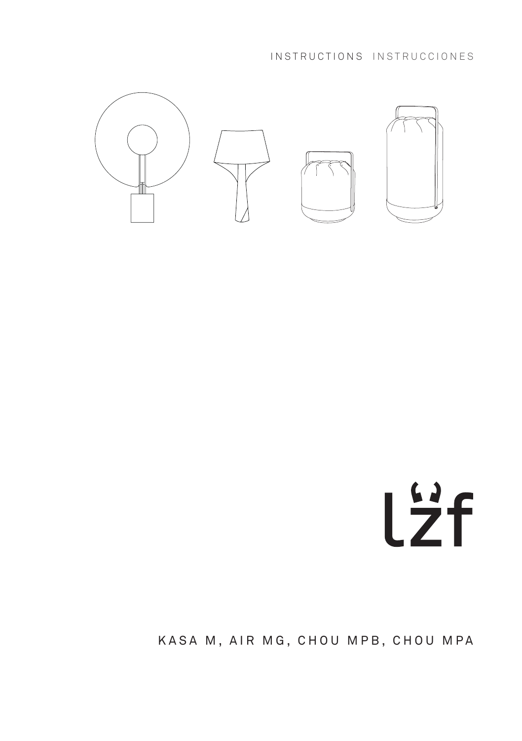INSTRUCTIONS INSTRUCCIONES

lzf

KASA M, AIR MG, CHOU MPB, CHOU MPA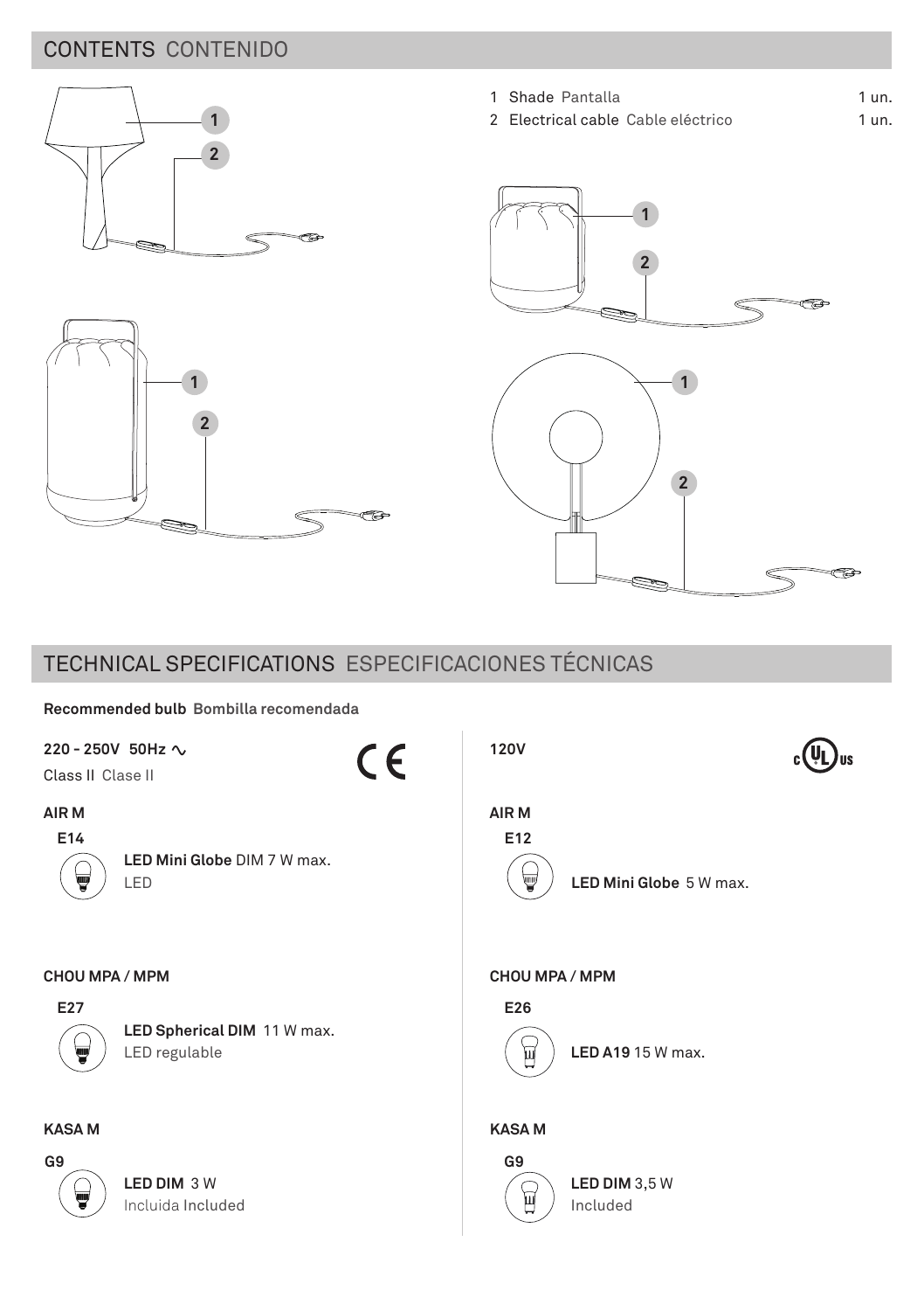## CONTENTS CONTENIDO

1 Shade Pantalla 1 un.
2 Electrical cable Cable eléctrico 1 un.

## TECHNICAL SPECIFICATIONS ESPECIFICACIONES TÉCNICAS

**Recommended bulb** **Bombilla recomendada**

**220 - 250V 50Hz ∿**
Class II Clase II

CE

**AIR M**

**E14**

**LED Mini Globe** DIM 7 W max.
LED

**CHOU MPA / MPM**

**E27**

**LED Spherical DIM** 11 W max.
LED regulable

**KASA M**

**G9**

**LED DIM** 3 W
Incluida Included

**120V**

c UL us

**AIR M**

**E12**

**LED Mini Globe** 5 W max.

**CHOU MPA / MPM**

**E26**

**LED A19** 15 W max.

**KASA M**

**G9**

**LED DIM** 3,5 W
Included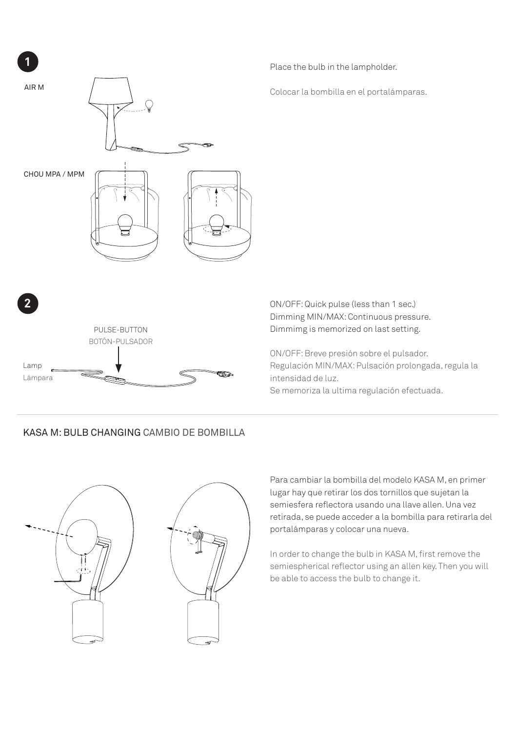**1**

AIR M

CHOU MPA / MPM

Place the bulb in the lampholder.

Colocar la bombilla en el portalámparas.

**2**

PULSE-BUTTON
BOTÓN-PULSADOR

Lamp
Lámpara

ON/OFF: Quick pulse (less than 1 sec.)
Dimming MIN/MAX: Continuous pressure.
Dimmimg is memorized on last setting.

ON/OFF: Breve presión sobre el pulsador.
Regulación MIN/MAX: Pulsación prolongada, regula la intensidad de luz.
Se memoriza la ultima regulación efectuada.

## KASA M: BULB CHANGING CAMBIO DE BOMBILLA

Para cambiar la bombilla del modelo KASA M, en primer lugar hay que retirar los dos tornillos que sujetan la semiesfera reflectora usando una llave allen. Una vez retirada, se puede acceder a la bombilla para retirarla del portalámparas y colocar una nueva.

In order to change the bulb in KASA M, first remove the semiespherical reflector using an allen key. Then you will be able to access the bulb to change it.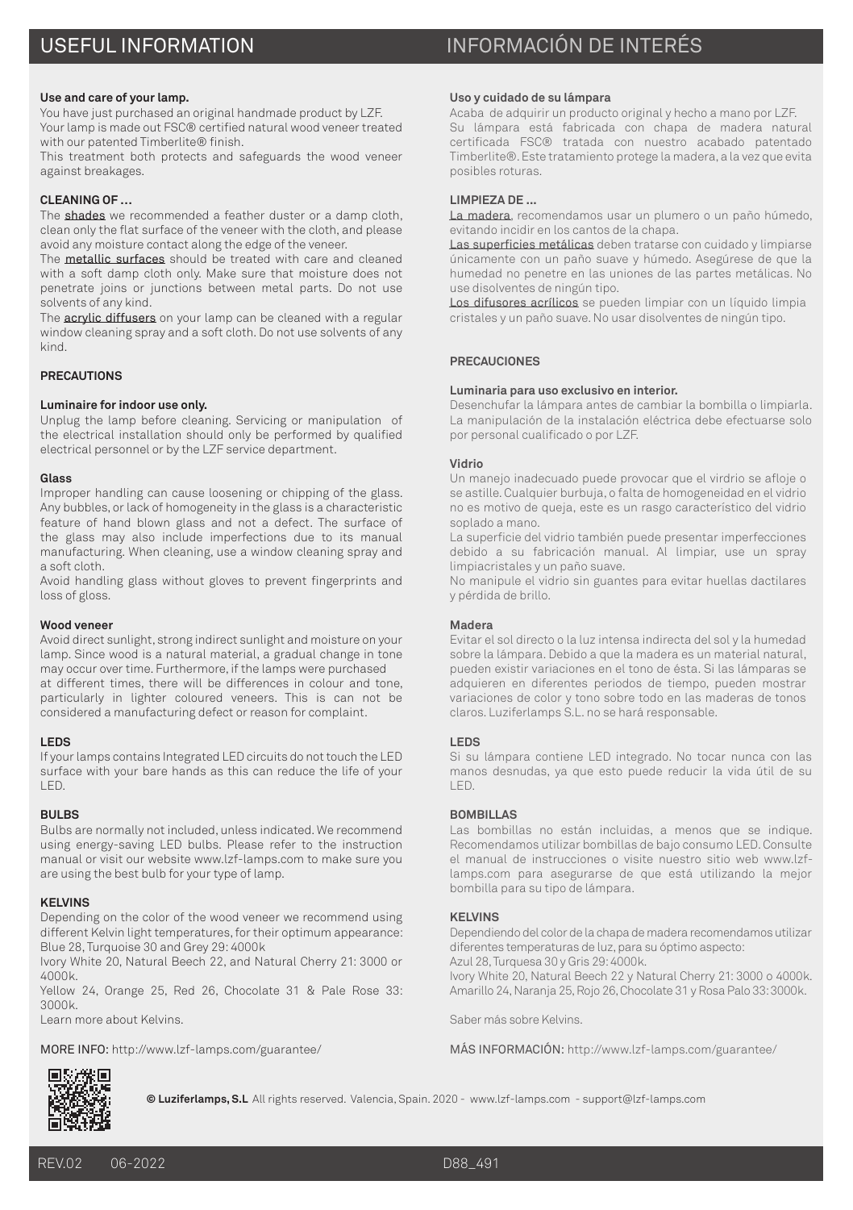## USEFUL INFORMATION

**Use and care of your lamp.**
You have just purchased an original handmade product by LZF.
Your lamp is made out FSC® certified natural wood veneer treated with our patented Timberlite® finish.
This treatment both protects and safeguards the wood veneer against breakages.

**CLEANING OF ...**
The shades we recommended a feather duster or a damp cloth, clean only the flat surface of the veneer with the cloth, and please avoid any moisture contact along the edge of the veneer.
The metallic surfaces should be treated with care and cleaned with a soft damp cloth only. Make sure that moisture does not penetrate joins or junctions between metal parts. Do not use solvents of any kind.
The acrylic diffusers on your lamp can be cleaned with a regular window cleaning spray and a soft cloth. Do not use solvents of any kind.

**PRECAUTIONS**

**Luminaire for indoor use only.**
Unplug the lamp before cleaning. Servicing or manipulation of the electrical installation should only be performed by qualified electrical personnel or by the LZF service department.

**Glass**
Improper handling can cause loosening or chipping of the glass. Any bubbles, or lack of homogeneity in the glass is a characteristic feature of hand blown glass and not a defect. The surface of the glass may also include imperfections due to its manual manufacturing. When cleaning, use a window cleaning spray and a soft cloth.
Avoid handling glass without gloves to prevent fingerprints and loss of gloss.

**Wood veneer**
Avoid direct sunlight, strong indirect sunlight and moisture on your lamp. Since wood is a natural material, a gradual change in tone may occur over time. Furthermore, if the lamps were purchased at different times, there will be differences in colour and tone, particularly in lighter coloured veneers. This is can not be considered a manufacturing defect or reason for complaint.

**LEDS**
If your lamps contains Integrated LED circuits do not touch the LED surface with your bare hands as this can reduce the life of your LED.

**BULBS**
Bulbs are normally not included, unless indicated. We recommend using energy-saving LED bulbs. Please refer to the instruction manual or visit our website www.lzf-lamps.com to make sure you are using the best bulb for your type of lamp.

**KELVINS**
Depending on the color of the wood veneer we recommend using different Kelvin light temperatures, for their optimum appearance:
Blue 28, Turquoise 30 and Grey 29: 4000k
Ivory White 20, Natural Beech 22, and Natural Cherry 21: 3000 or 4000k.
Yellow 24, Orange 25, Red 26, Chocolate 31 & Pale Rose 33: 3000k.
Learn more about Kelvins.

MORE INFO: http://www.lzf-lamps.com/guarantee/

## INFORMACIÓN DE INTERÉS

**Uso y cuidado de su lámpara**
Acaba de adquirir un producto original y hecho a mano por LZF.
Su lámpara está fabricada con chapa de madera natural certificada FSC® tratada con nuestro acabado patentado Timberlite®. Este tratamiento protege la madera, a la vez que evita posibles roturas.

**LIMPIEZA DE ...**
La madera, recomendamos usar un plumero o un paño húmedo, evitando incidir en los cantos de la chapa.
Las superficies metálicas deben tratarse con cuidado y limpiarse únicamente con un paño suave y húmedo. Asegúrese de que la humedad no penetre en las uniones de las partes metálicas. No use disolventes de ningún tipo.
Los difusores acrílicos se pueden limpiar con un líquido limpia cristales y un paño suave. No usar disolventes de ningún tipo.

**PRECAUCIONES**

**Luminaria para uso exclusivo en interior.**
Desenchufar la lámpara antes de cambiar la bombilla o limpiarla. La manipulación de la instalación eléctrica debe efectuarse solo por personal cualificado o por LZF.

**Vidrio**
Un manejo inadecuado puede provocar que el virdrio se afloje o se astille. Cualquier burbuja, o falta de homogeneidad en el vidrio no es motivo de queja, este es un rasgo característico del vidrio soplado a mano.
La superficie del vidrio también puede presentar imperfecciones debido a su fabricación manual. Al limpiar, use un spray limpiacristales y un paño suave.
No manipule el vidrio sin guantes para evitar huellas dactilares y pérdida de brillo.

**Madera**
Evitar el sol directo o la luz intensa indirecta del sol y la humedad sobre la lámpara. Debido a que la madera es un material natural, pueden existir variaciones en el tono de ésta. Si las lámparas se adquieren en diferentes periodos de tiempo, pueden mostrar variaciones de color y tono sobre todo en las maderas de tonos claros. Luziferlamps S.L. no se hará responsable.

**LEDS**
Si su lámpara contiene LED integrado. No tocar nunca con las manos desnudas, ya que esto puede reducir la vida útil de su LED.

**BOMBILLAS**
Las bombillas no están incluidas, a menos que se indique. Recomendamos utilizar bombillas de bajo consumo LED. Consulte el manual de instrucciones o visite nuestro sitio web www.lzf-lamps.com para asegurarse de que está utilizando la mejor bombilla para su tipo de lámpara.

**KELVINS**
Dependiendo del color de la chapa de madera recomendamos utilizar diferentes temperaturas de luz, para su óptimo aspecto:
Azul 28, Turquesa 30 y Gris 29: 4000k.
Ivory White 20, Natural Beech 22 y Natural Cherry 21: 3000 o 4000k.
Amarillo 24, Naranja 25, Rojo 26, Chocolate 31 y Rosa Palo 33: 3000k.

Saber más sobre Kelvins.

MÁS INFORMACIÓN: http://www.lzf-lamps.com/guarantee/

**© Luziferlamps, S.L** All rights reserved. Valencia, Spain. 2020 - www.lzf-lamps.com - support@lzf-lamps.com

REV.02 06-2022 D88_491